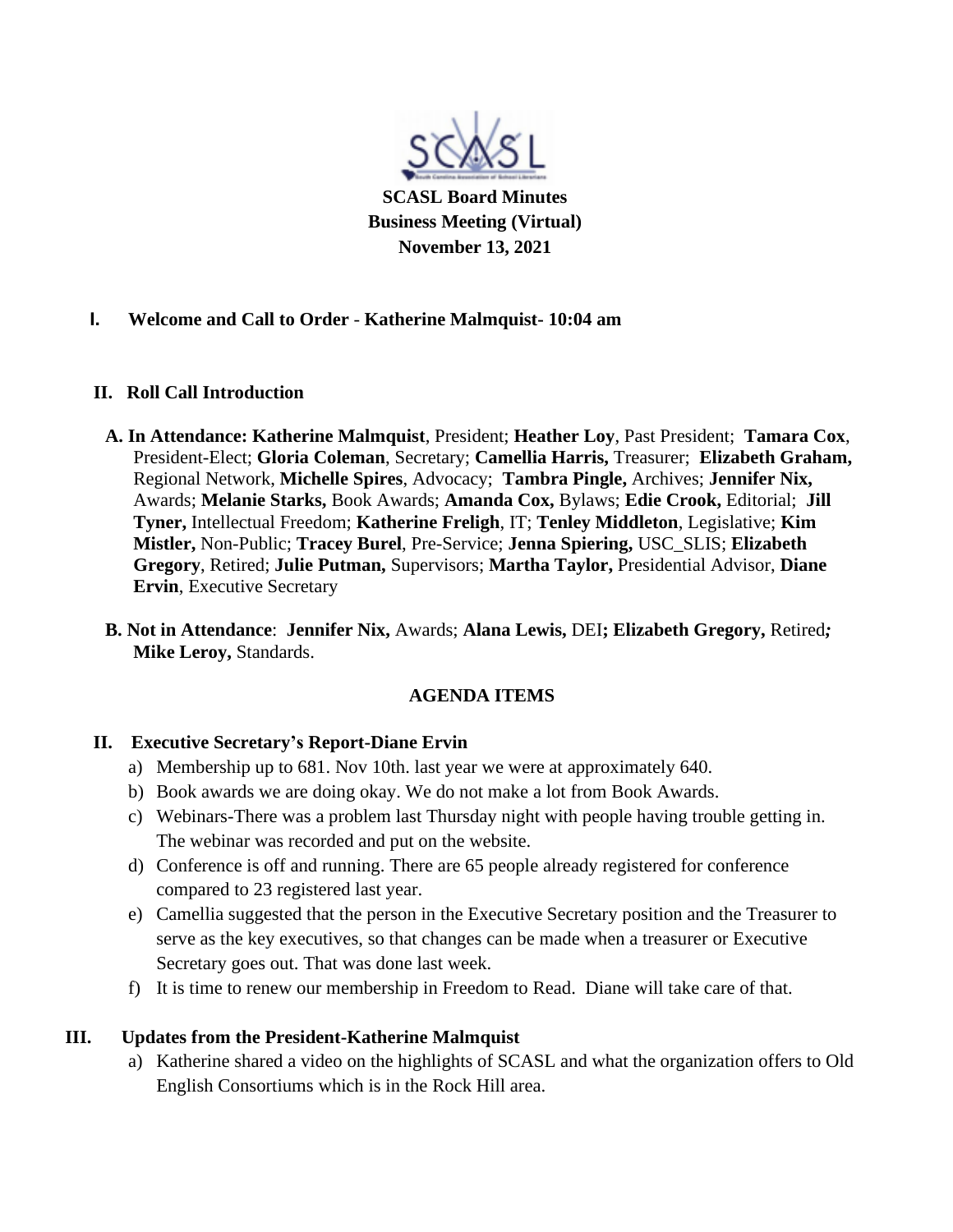**SCASL Board Minutes**
**Business Meeting (Virtual)**
**November 13, 2021**

## I. Welcome and Call to Order - Katherine Malmquist- 10:04 am

## II. Roll Call Introduction

**A. In Attendance: Katherine Malmquist**, President; **Heather Loy**, Past President; **Tamara Cox**, President-Elect; **Gloria Coleman**, Secretary; **Camellia Harris,** Treasurer; **Elizabeth Graham,** Regional Network, **Michelle Spires**, Advocacy; **Tambra Pingle,** Archives; **Jennifer Nix,** Awards; **Melanie Starks,** Book Awards; **Amanda Cox,** Bylaws; **Edie Crook,** Editorial; **Jill Tyner,** Intellectual Freedom; **Katherine Freligh**, IT; **Tenley Middleton**, Legislative; **Kim Mistler,** Non-Public; **Tracey Burel**, Pre-Service; **Jenna Spiering,** USC_SLIS; **Elizabeth Gregory**, Retired; **Julie Putman,** Supervisors; **Martha Taylor,** Presidential Advisor, **Diane Ervin**, Executive Secretary

**B. Not in Attendance**: **Jennifer Nix,** Awards; **Alana Lewis,** DEI**; Elizabeth Gregory,** Retired***;*** **Mike Leroy,** Standards.

### AGENDA ITEMS

## II. Executive Secretary's Report-Diane Ervin

a) Membership up to 681. Nov 10th. last year we were at approximately 640.
b) Book awards we are doing okay. We do not make a lot from Book Awards.
c) Webinars-There was a problem last Thursday night with people having trouble getting in. The webinar was recorded and put on the website.
d) Conference is off and running. There are 65 people already registered for conference compared to 23 registered last year.
e) Camellia suggested that the person in the Executive Secretary position and the Treasurer to serve as the key executives, so that changes can be made when a treasurer or Executive Secretary goes out. That was done last week.
f) It is time to renew our membership in Freedom to Read. Diane will take care of that.

## III. Updates from the President-Katherine Malmquist

a) Katherine shared a video on the highlights of SCASL and what the organization offers to Old English Consortiums which is in the Rock Hill area.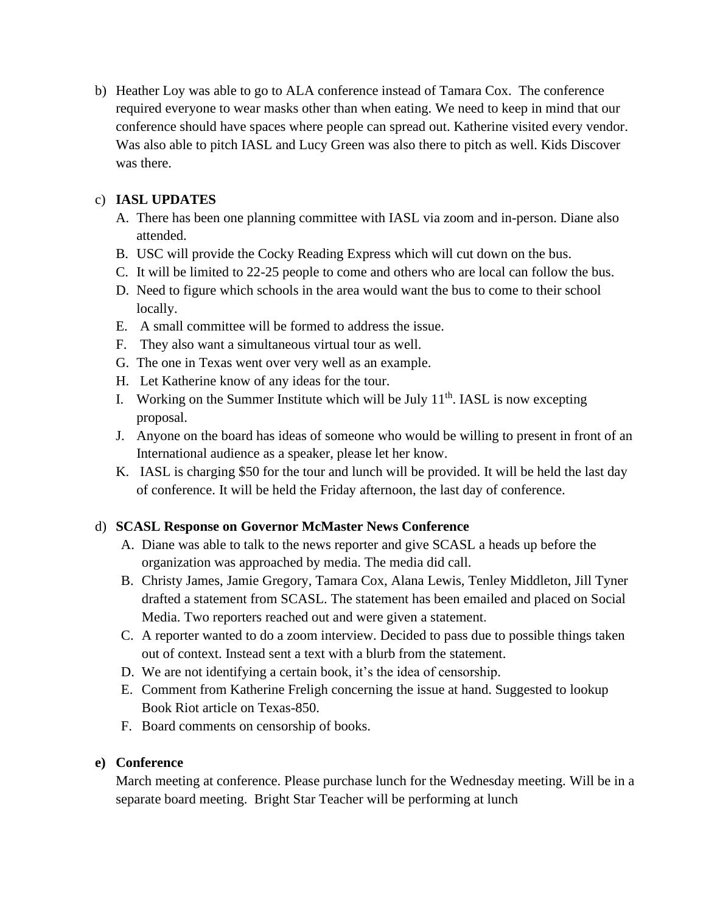b) Heather Loy was able to go to ALA conference instead of Tamara Cox. The conference required everyone to wear masks other than when eating. We need to keep in mind that our conference should have spaces where people can spread out. Katherine visited every vendor. Was also able to pitch IASL and Lucy Green was also there to pitch as well. Kids Discover was there.

c) **IASL UPDATES**

A. There has been one planning committee with IASL via zoom and in-person. Diane also attended.
B. USC will provide the Cocky Reading Express which will cut down on the bus.
C. It will be limited to 22-25 people to come and others who are local can follow the bus.
D. Need to figure which schools in the area would want the bus to come to their school locally.
E. A small committee will be formed to address the issue.
F. They also want a simultaneous virtual tour as well.
G. The one in Texas went over very well as an example.
H. Let Katherine know of any ideas for the tour.
I. Working on the Summer Institute which will be July 11th. IASL is now excepting proposal.
J. Anyone on the board has ideas of someone who would be willing to present in front of an International audience as a speaker, please let her know.
K. IASL is charging $50 for the tour and lunch will be provided. It will be held the last day of conference. It will be held the Friday afternoon, the last day of conference.

d) **SCASL Response on Governor McMaster News Conference**

A. Diane was able to talk to the news reporter and give SCASL a heads up before the organization was approached by media. The media did call.
B. Christy James, Jamie Gregory, Tamara Cox, Alana Lewis, Tenley Middleton, Jill Tyner drafted a statement from SCASL. The statement has been emailed and placed on Social Media. Two reporters reached out and were given a statement.
C. A reporter wanted to do a zoom interview. Decided to pass due to possible things taken out of context. Instead sent a text with a blurb from the statement.
D. We are not identifying a certain book, it's the idea of censorship.
E. Comment from Katherine Freligh concerning the issue at hand. Suggested to lookup Book Riot article on Texas-850.
F. Board comments on censorship of books.

**e) Conference**

March meeting at conference. Please purchase lunch for the Wednesday meeting. Will be in a separate board meeting. Bright Star Teacher will be performing at lunch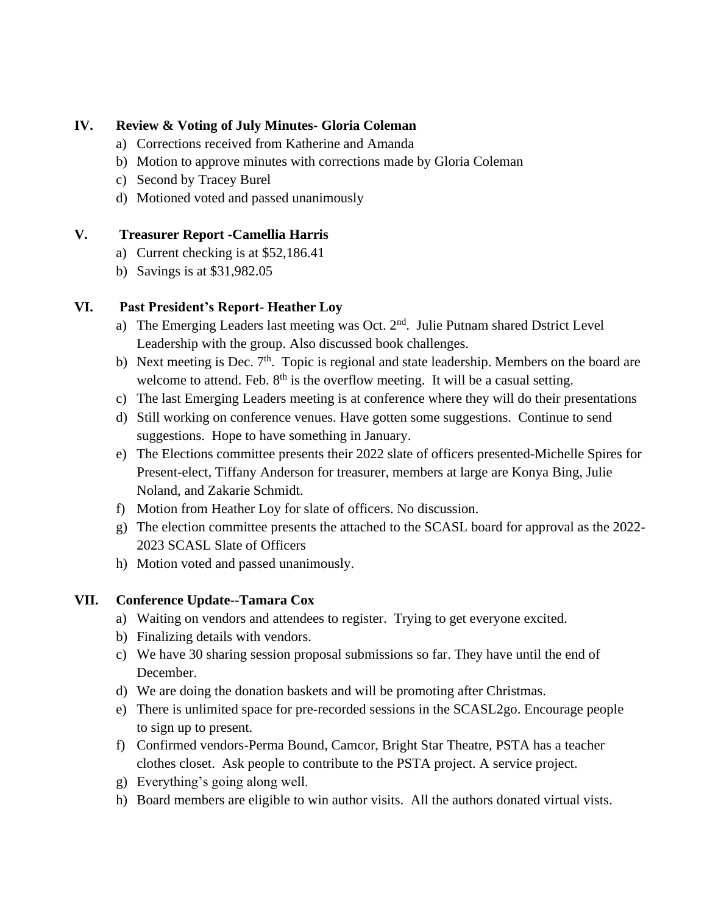**IV. Review & Voting of July Minutes- Gloria Coleman**

a) Corrections received from Katherine and Amanda
b) Motion to approve minutes with corrections made by Gloria Coleman
c) Second by Tracey Burel
d) Motioned voted and passed unanimously

**V. Treasurer Report -Camellia Harris**

a) Current checking is at $52,186.41
b) Savings is at $31,982.05

**VI. Past President's Report- Heather Loy**

a) The Emerging Leaders last meeting was Oct. 2nd. Julie Putnam shared Dstrict Level Leadership with the group. Also discussed book challenges.
b) Next meeting is Dec. 7th. Topic is regional and state leadership. Members on the board are welcome to attend. Feb. 8th is the overflow meeting. It will be a casual setting.
c) The last Emerging Leaders meeting is at conference where they will do their presentations
d) Still working on conference venues. Have gotten some suggestions. Continue to send suggestions. Hope to have something in January.
e) The Elections committee presents their 2022 slate of officers presented-Michelle Spires for Present-elect, Tiffany Anderson for treasurer, members at large are Konya Bing, Julie Noland, and Zakarie Schmidt.
f) Motion from Heather Loy for slate of officers. No discussion.
g) The election committee presents the attached to the SCASL board for approval as the 2022-2023 SCASL Slate of Officers
h) Motion voted and passed unanimously.

**VII. Conference Update--Tamara Cox**

a) Waiting on vendors and attendees to register. Trying to get everyone excited.
b) Finalizing details with vendors.
c) We have 30 sharing session proposal submissions so far. They have until the end of December.
d) We are doing the donation baskets and will be promoting after Christmas.
e) There is unlimited space for pre-recorded sessions in the SCASL2go. Encourage people to sign up to present.
f) Confirmed vendors-Perma Bound, Camcor, Bright Star Theatre, PSTA has a teacher clothes closet. Ask people to contribute to the PSTA project. A service project.
g) Everything's going along well.
h) Board members are eligible to win author visits. All the authors donated virtual vists.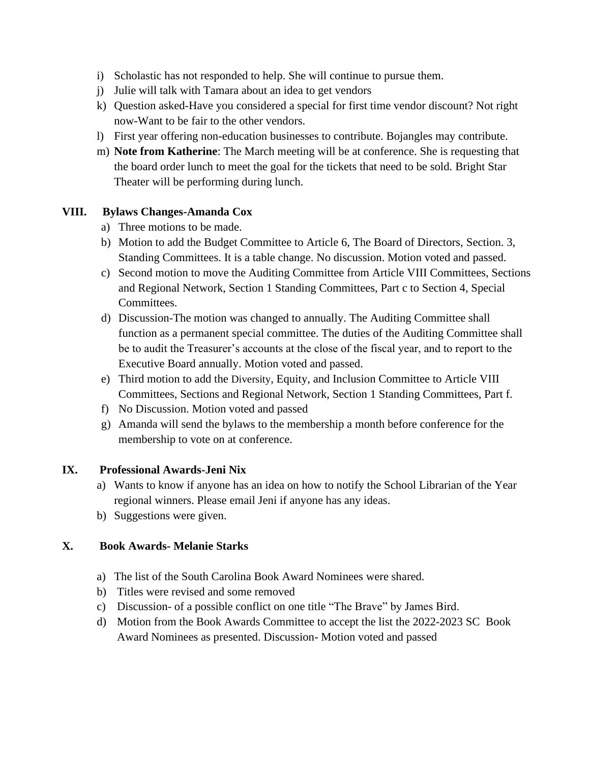i) Scholastic has not responded to help. She will continue to pursue them.
j) Julie will talk with Tamara about an idea to get vendors
k) Question asked-Have you considered a special for first time vendor discount? Not right now-Want to be fair to the other vendors.
l) First year offering non-education businesses to contribute. Bojangles may contribute.
m) **Note from Katherine**: The March meeting will be at conference. She is requesting that the board order lunch to meet the goal for the tickets that need to be sold. Bright Star Theater will be performing during lunch.

## VIII. Bylaws Changes-Amanda Cox

a) Three motions to be made.
b) Motion to add the Budget Committee to Article 6, The Board of Directors, Section. 3, Standing Committees. It is a table change. No discussion. Motion voted and passed.
c) Second motion to move the Auditing Committee from Article VIII Committees, Sections and Regional Network, Section 1 Standing Committees, Part c to Section 4, Special Committees.
d) Discussion-The motion was changed to annually. The Auditing Committee shall function as a permanent special committee. The duties of the Auditing Committee shall be to audit the Treasurer's accounts at the close of the fiscal year, and to report to the Executive Board annually. Motion voted and passed.
e) Third motion to add the Diversity, Equity, and Inclusion Committee to Article VIII Committees, Sections and Regional Network, Section 1 Standing Committees, Part f.
f) No Discussion. Motion voted and passed
g) Amanda will send the bylaws to the membership a month before conference for the membership to vote on at conference.

## IX. Professional Awards-Jeni Nix

a) Wants to know if anyone has an idea on how to notify the School Librarian of the Year regional winners. Please email Jeni if anyone has any ideas.
b) Suggestions were given.

## X. Book Awards- Melanie Starks

a) The list of the South Carolina Book Award Nominees were shared.
b) Titles were revised and some removed
c) Discussion- of a possible conflict on one title "The Brave" by James Bird.
d) Motion from the Book Awards Committee to accept the list the 2022-2023 SC Book Award Nominees as presented. Discussion- Motion voted and passed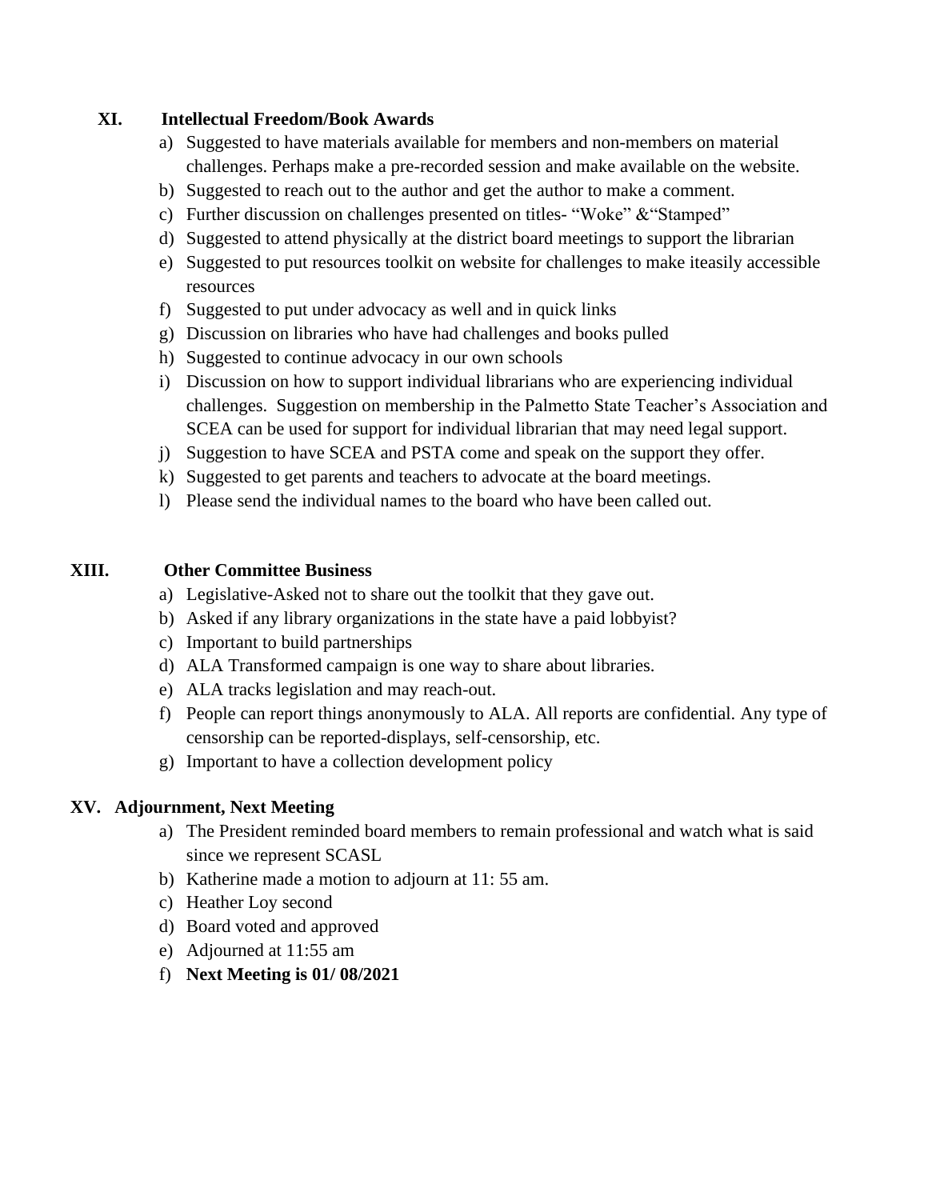## XI. Intellectual Freedom/Book Awards

a) Suggested to have materials available for members and non-members on material challenges. Perhaps make a pre-recorded session and make available on the website.
b) Suggested to reach out to the author and get the author to make a comment.
c) Further discussion on challenges presented on titles- “Woke” &“Stamped”
d) Suggested to attend physically at the district board meetings to support the librarian
e) Suggested to put resources toolkit on website for challenges to make iteasily accessible resources
f) Suggested to put under advocacy as well and in quick links
g) Discussion on libraries who have had challenges and books pulled
h) Suggested to continue advocacy in our own schools
i) Discussion on how to support individual librarians who are experiencing individual challenges. Suggestion on membership in the Palmetto State Teacher’s Association and SCEA can be used for support for individual librarian that may need legal support.
j) Suggestion to have SCEA and PSTA come and speak on the support they offer.
k) Suggested to get parents and teachers to advocate at the board meetings.
l) Please send the individual names to the board who have been called out.

## XIII. Other Committee Business

a) Legislative-Asked not to share out the toolkit that they gave out.
b) Asked if any library organizations in the state have a paid lobbyist?
c) Important to build partnerships
d) ALA Transformed campaign is one way to share about libraries.
e) ALA tracks legislation and may reach-out.
f) People can report things anonymously to ALA. All reports are confidential. Any type of censorship can be reported-displays, self-censorship, etc.
g) Important to have a collection development policy

## XV. Adjournment, Next Meeting

a) The President reminded board members to remain professional and watch what is said since we represent SCASL
b) Katherine made a motion to adjourn at 11: 55 am.
c) Heather Loy second
d) Board voted and approved
e) Adjourned at 11:55 am
f) **Next Meeting is 01/ 08/2021**